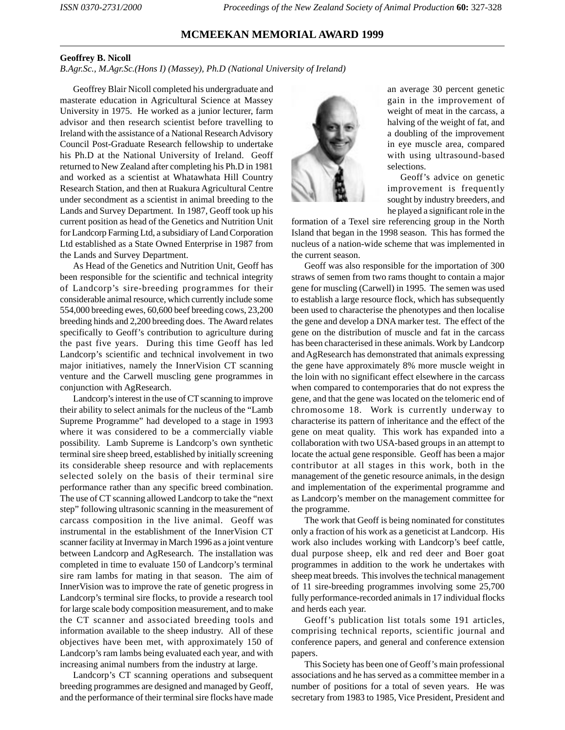## MCMEEKAN MEMORIAL AWARD 1999

**Geoffrey B. Nicoll**

*B.Agr.Sc., M.Agr.Sc.(Hons I) (Massey), Ph.D (National University of Ireland)*

Geoffrey Blair Nicoll completed his undergraduate and masterate education in Agricultural Science at Massey University in 1975. He worked as a junior lecturer, farm advisor and then research scientist before travelling to Ireland with the assistance of a National Research Advisory Council Post-Graduate Research fellowship to undertake his Ph.D at the National University of Ireland. Geoff returned to New Zealand after completing his Ph.D in 1981 and worked as a scientist at Whatawhata Hill Country Research Station, and then at Ruakura Agricultural Centre under secondment as a scientist in animal breeding to the Lands and Survey Department. In 1987, Geoff took up his current position as head of the Genetics and Nutrition Unit for Landcorp Farming Ltd, a subsidiary of Land Corporation Ltd established as a State Owned Enterprise in 1987 from the Lands and Survey Department.

As Head of the Genetics and Nutrition Unit, Geoff has been responsible for the scientific and technical integrity of Landcorp's sire-breeding programmes for their considerable animal resource, which currently include some 554,000 breeding ewes, 60,600 beef breeding cows, 23,200 breeding hinds and 2,200 breeding does. The Award relates specifically to Geoff's contribution to agriculture during the past five years. During this time Geoff has led Landcorp's scientific and technical involvement in two major initiatives, namely the InnerVision CT scanning venture and the Carwell muscling gene programmes in conjunction with AgResearch.

Landcorp's interest in the use of CT scanning to improve their ability to select animals for the nucleus of the "Lamb Supreme Programme" had developed to a stage in 1993 where it was considered to be a commercially viable possibility. Lamb Supreme is Landcorp's own synthetic terminal sire sheep breed, established by initially screening its considerable sheep resource and with replacements selected solely on the basis of their terminal sire performance rather than any specific breed combination. The use of CT scanning allowed Landcorp to take the "next step" following ultrasonic scanning in the measurement of carcass composition in the live animal. Geoff was instrumental in the establishment of the InnerVision CT scanner facility at Invermay in March 1996 as a joint venture between Landcorp and AgResearch. The installation was completed in time to evaluate 150 of Landcorp's terminal sire ram lambs for mating in that season. The aim of InnerVision was to improve the rate of genetic progress in Landcorp's terminal sire flocks, to provide a research tool for large scale body composition measurement, and to make the CT scanner and associated breeding tools and information available to the sheep industry. All of these objectives have been met, with approximately 150 of Landcorp's ram lambs being evaluated each year, and with increasing animal numbers from the industry at large.

Landcorp's CT scanning operations and subsequent breeding programmes are designed and managed by Geoff, and the performance of their terminal sire flocks have made an average 30 percent genetic gain in the improvement of weight of meat in the carcass, a halving of the weight of fat, and a doubling of the improvement in eye muscle area, compared with using ultrasound-based selections.

Geoff's advice on genetic improvement is frequently sought by industry breeders, and he played a significant role in the formation of a Texel sire referencing group in the North Island that began in the 1998 season. This has formed the nucleus of a nation-wide scheme that was implemented in the current season.

Geoff was also responsible for the importation of 300 straws of semen from two rams thought to contain a major gene for muscling (Carwell) in 1995. The semen was used to establish a large resource flock, which has subsequently been used to characterise the phenotypes and then localise the gene and develop a DNA marker test. The effect of the gene on the distribution of muscle and fat in the carcass has been characterised in these animals. Work by Landcorp and AgResearch has demonstrated that animals expressing the gene have approximately 8% more muscle weight in the loin with no significant effect elsewhere in the carcass when compared to contemporaries that do not express the gene, and that the gene was located on the telomeric end of chromosome 18. Work is currently underway to characterise its pattern of inheritance and the effect of the gene on meat quality. This work has expanded into a collaboration with two USA-based groups in an attempt to locate the actual gene responsible. Geoff has been a major contributor at all stages in this work, both in the management of the genetic resource animals, in the design and implementation of the experimental programme and as Landcorp's member on the management committee for the programme.

The work that Geoff is being nominated for constitutes only a fraction of his work as a geneticist at Landcorp. His work also includes working with Landcorp's beef cattle, dual purpose sheep, elk and red deer and Boer goat programmes in addition to the work he undertakes with sheep meat breeds. This involves the technical management of 11 sire-breeding programmes involving some 25,700 fully performance-recorded animals in 17 individual flocks and herds each year.

Geoff's publication list totals some 191 articles, comprising technical reports, scientific journal and conference papers, and general and conference extension papers.

This Society has been one of Geoff's main professional associations and he has served as a committee member in a number of positions for a total of seven years. He was secretary from 1983 to 1985, Vice President, President and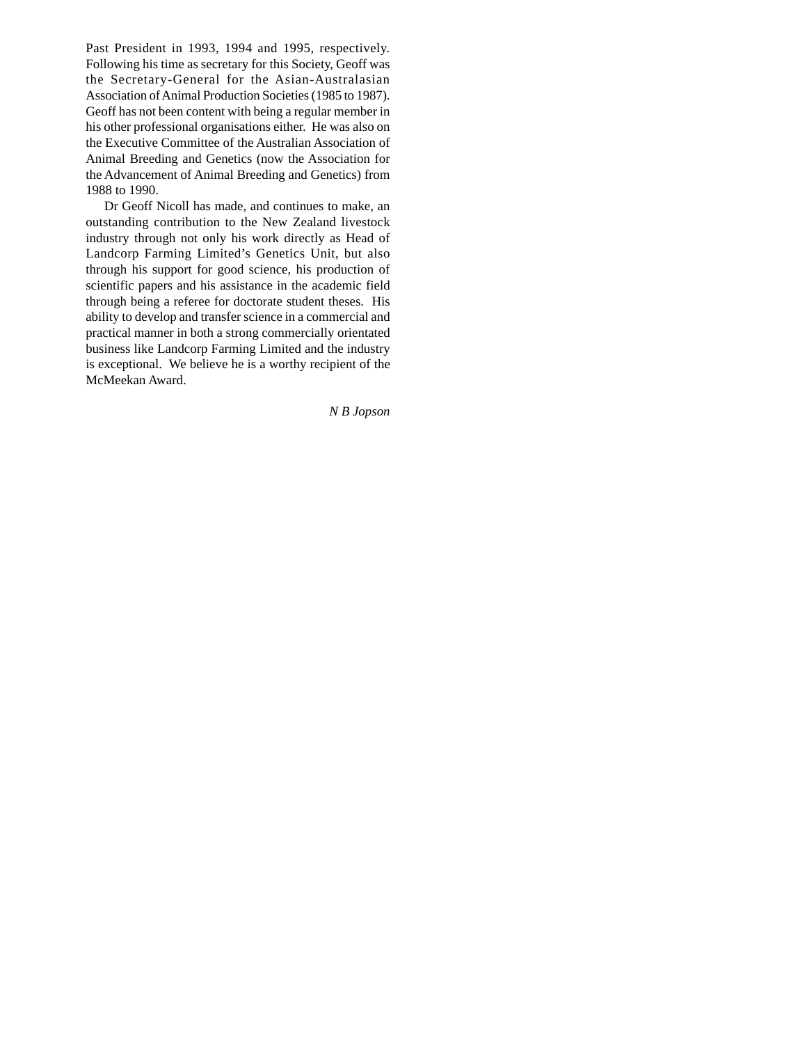Past President in 1993, 1994 and 1995, respectively. Following his time as secretary for this Society, Geoff was the Secretary-General for the Asian-Australasian Association of Animal Production Societies (1985 to 1987). Geoff has not been content with being a regular member in his other professional organisations either. He was also on the Executive Committee of the Australian Association of Animal Breeding and Genetics (now the Association for the Advancement of Animal Breeding and Genetics) from 1988 to 1990.

Dr Geoff Nicoll has made, and continues to make, an outstanding contribution to the New Zealand livestock industry through not only his work directly as Head of Landcorp Farming Limited's Genetics Unit, but also through his support for good science, his production of scientific papers and his assistance in the academic field through being a referee for doctorate student theses. His ability to develop and transfer science in a commercial and practical manner in both a strong commercially orientated business like Landcorp Farming Limited and the industry is exceptional. We believe he is a worthy recipient of the McMeekan Award.

*N B Jopson*